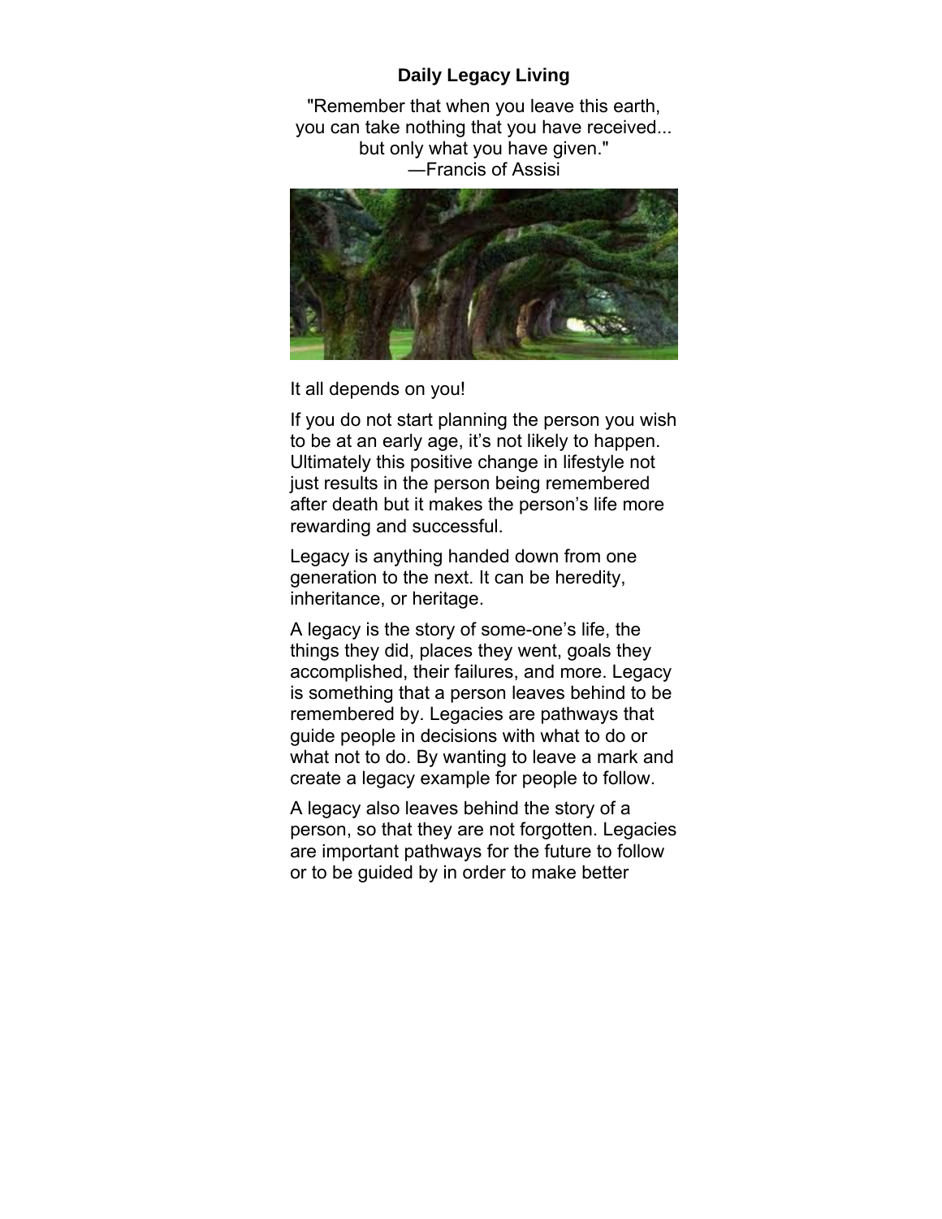# Daily Legacy Living

"Remember that when you leave this earth,
you can take nothing that you have received...
but only what you have given."
—Francis of Assisi

It all depends on you!

If you do not start planning the person you wish to be at an early age, it's not likely to happen. Ultimately this positive change in lifestyle not just results in the person being remembered after death but it makes the person's life more rewarding and successful.

Legacy is anything handed down from one generation to the next. It can be heredity, inheritance, or heritage.

A legacy is the story of some-one's life, the things they did, places they went, goals they accomplished, their failures, and more. Legacy is something that a person leaves behind to be remembered by. Legacies are pathways that guide people in decisions with what to do or what not to do. By wanting to leave a mark and create a legacy example for people to follow.

A legacy also leaves behind the story of a person, so that they are not forgotten. Legacies are important pathways for the future to follow or to be guided by in order to make better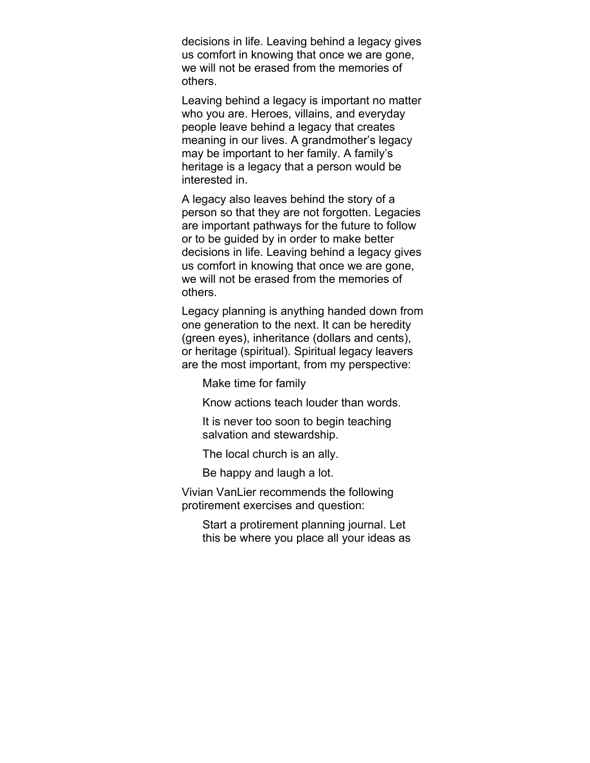decisions in life. Leaving behind a legacy gives us comfort in knowing that once we are gone, we will not be erased from the memories of others.

Leaving behind a legacy is important no matter who you are. Heroes, villains, and everyday people leave behind a legacy that creates meaning in our lives. A grandmother's legacy may be important to her family. A family's heritage is a legacy that a person would be interested in.

A legacy also leaves behind the story of a person so that they are not forgotten. Legacies are important pathways for the future to follow or to be guided by in order to make better decisions in life. Leaving behind a legacy gives us comfort in knowing that once we are gone, we will not be erased from the memories of others.

Legacy planning is anything handed down from one generation to the next. It can be heredity (green eyes), inheritance (dollars and cents), or heritage (spiritual). Spiritual legacy leavers are the most important, from my perspective:

- Make time for family
- Know actions teach louder than words.
- It is never too soon to begin teaching salvation and stewardship.
- The local church is an ally.
- Be happy and laugh a lot.

Vivian VanLier recommends the following protirement exercises and question:

- Start a protirement planning journal. Let this be where you place all your ideas as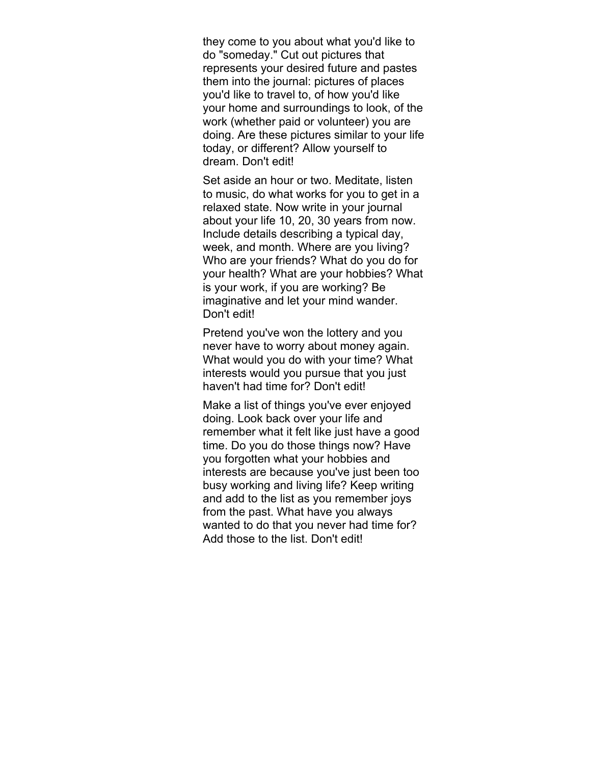they come to you about what you'd like to do "someday." Cut out pictures that represents your desired future and pastes them into the journal: pictures of places you'd like to travel to, of how you'd like your home and surroundings to look, of the work (whether paid or volunteer) you are doing. Are these pictures similar to your life today, or different? Allow yourself to dream. Don't edit!

Set aside an hour or two. Meditate, listen to music, do what works for you to get in a relaxed state. Now write in your journal about your life 10, 20, 30 years from now. Include details describing a typical day, week, and month. Where are you living? Who are your friends? What do you do for your health? What are your hobbies? What is your work, if you are working? Be imaginative and let your mind wander. Don't edit!

Pretend you've won the lottery and you never have to worry about money again. What would you do with your time? What interests would you pursue that you just haven't had time for? Don't edit!

Make a list of things you've ever enjoyed doing. Look back over your life and remember what it felt like just have a good time. Do you do those things now? Have you forgotten what your hobbies and interests are because you've just been too busy working and living life? Keep writing and add to the list as you remember joys from the past. What have you always wanted to do that you never had time for? Add those to the list. Don't edit!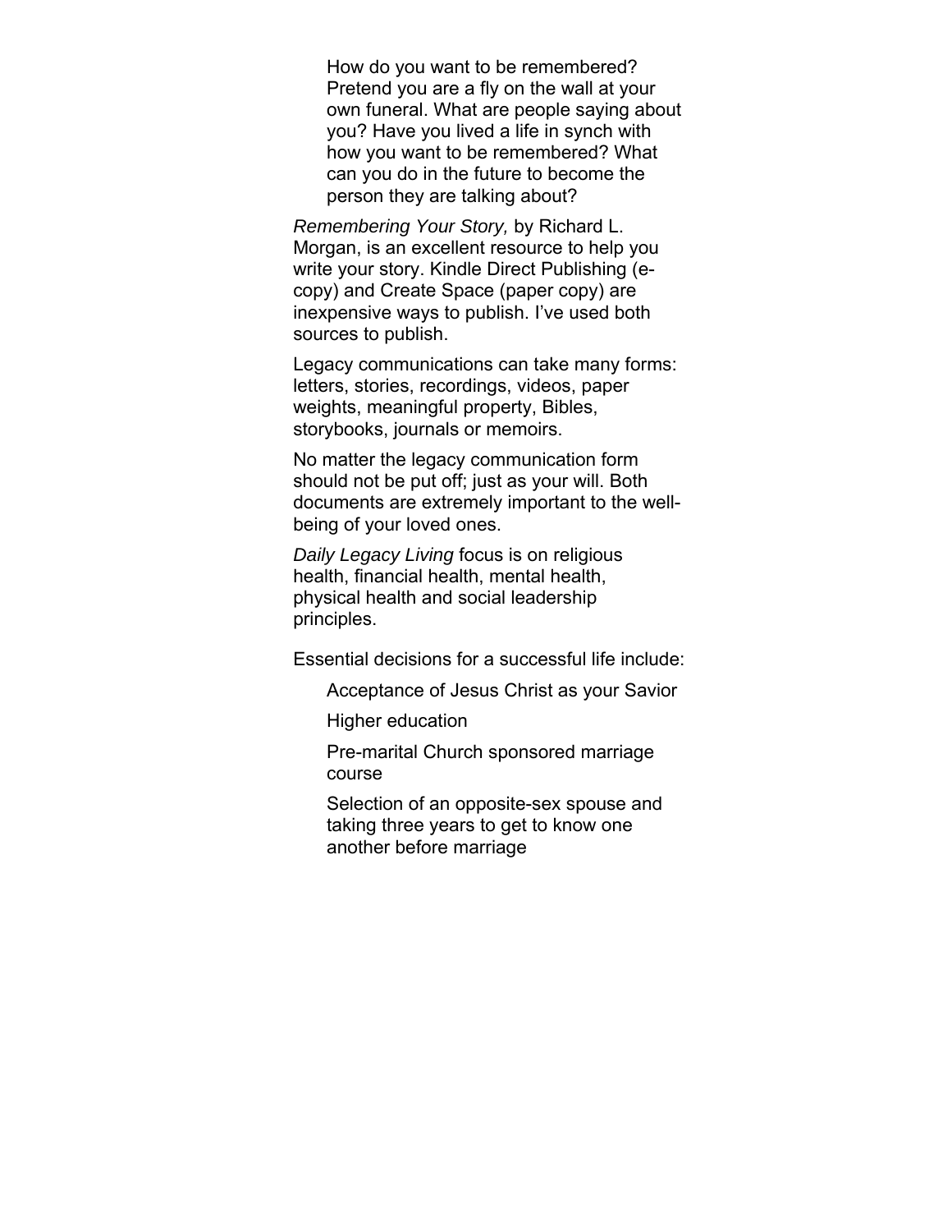> How do you want to be remembered? Pretend you are a fly on the wall at your own funeral. What are people saying about you? Have you lived a life in synch with how you want to be remembered? What can you do in the future to become the person they are talking about?

*Remembering Your Story,* by Richard L. Morgan, is an excellent resource to help you write your story. Kindle Direct Publishing (e-copy) and Create Space (paper copy) are inexpensive ways to publish. I've used both sources to publish.

Legacy communications can take many forms: letters, stories, recordings, videos, paper weights, meaningful property, Bibles, storybooks, journals or memoirs.

No matter the legacy communication form should not be put off; just as your will. Both documents are extremely important to the well-being of your loved ones.

*Daily Legacy Living* focus is on religious health, financial health, mental health, physical health and social leadership principles.

Essential decisions for a successful life include:

- Acceptance of Jesus Christ as your Savior
- Higher education
- Pre-marital Church sponsored marriage course
- Selection of an opposite-sex spouse and taking three years to get to know one another before marriage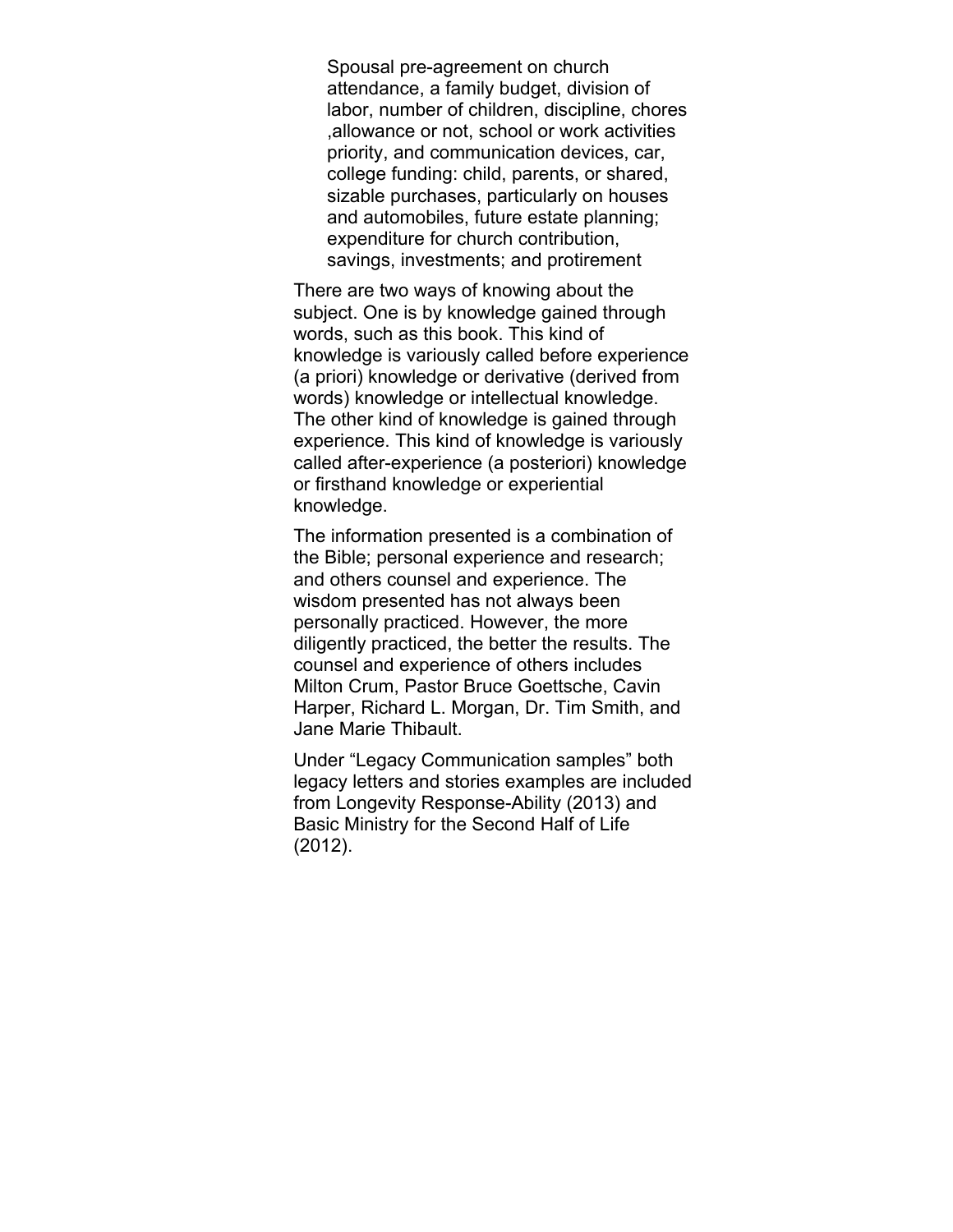> Spousal pre-agreement on church attendance, a family budget, division of labor, number of children, discipline, chores ,allowance or not, school or work activities priority, and communication devices, car, college funding: child, parents, or shared, sizable purchases, particularly on houses and automobiles, future estate planning; expenditure for church contribution, savings, investments; and protirement

There are two ways of knowing about the subject. One is by knowledge gained through words, such as this book. This kind of knowledge is variously called before experience (a priori) knowledge or derivative (derived from words) knowledge or intellectual knowledge. The other kind of knowledge is gained through experience. This kind of knowledge is variously called after-experience (a posteriori) knowledge or firsthand knowledge or experiential knowledge.

The information presented is a combination of the Bible; personal experience and research; and others counsel and experience. The wisdom presented has not always been personally practiced. However, the more diligently practiced, the better the results. The counsel and experience of others includes Milton Crum, Pastor Bruce Goettsche, Cavin Harper, Richard L. Morgan, Dr. Tim Smith, and Jane Marie Thibault.

Under "Legacy Communication samples" both legacy letters and stories examples are included from Longevity Response-Ability (2013) and Basic Ministry for the Second Half of Life (2012).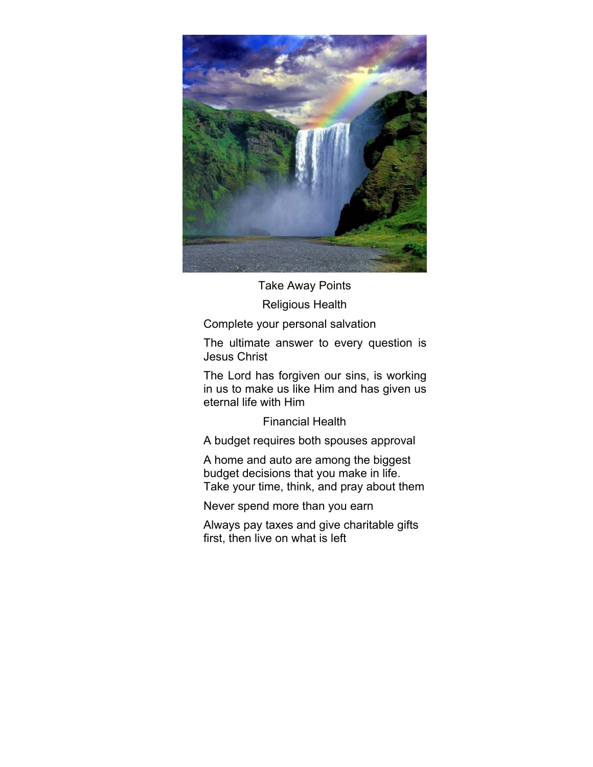## Take Away Points

### Religious Health

Complete your personal salvation

The ultimate answer to every question is Jesus Christ

The Lord has forgiven our sins, is working in us to make us like Him and has given us eternal life with Him

### Financial Health

A budget requires both spouses approval

A home and auto are among the biggest budget decisions that you make in life. Take your time, think, and pray about them

Never spend more than you earn

Always pay taxes and give charitable gifts first, then live on what is left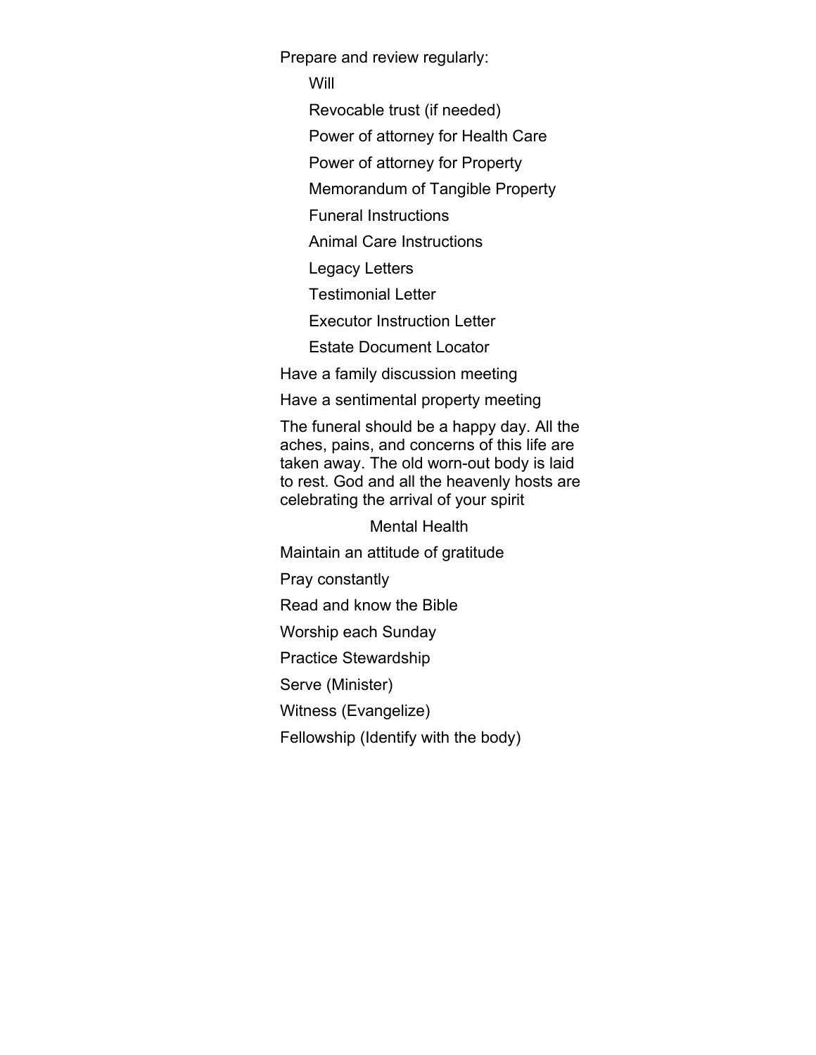Prepare and review regularly:

- Will
- Revocable trust (if needed)
- Power of attorney for Health Care
- Power of attorney for Property
- Memorandum of Tangible Property
- Funeral Instructions
- Animal Care Instructions
- Legacy Letters
- Testimonial Letter
- Executor Instruction Letter
- Estate Document Locator

Have a family discussion meeting

Have a sentimental property meeting

The funeral should be a happy day. All the aches, pains, and concerns of this life are taken away. The old worn-out body is laid to rest. God and all the heavenly hosts are celebrating the arrival of your spirit

## Mental Health

Maintain an attitude of gratitude

Pray constantly

Read and know the Bible

Worship each Sunday

Practice Stewardship

Serve (Minister)

Witness (Evangelize)

Fellowship (Identify with the body)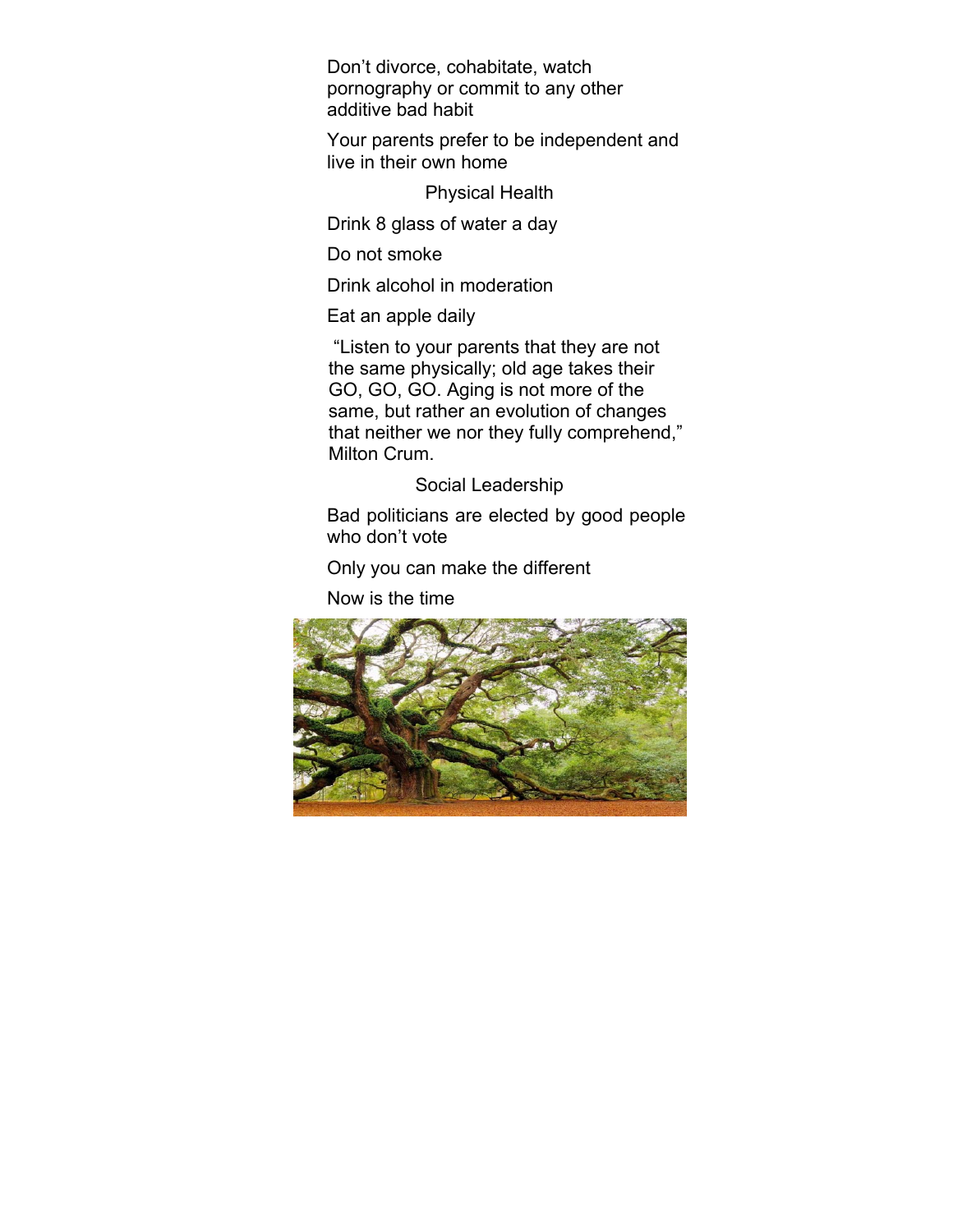Don't divorce, cohabitate, watch pornography or commit to any other additive bad habit

Your parents prefer to be independent and live in their own home

## Physical Health

Drink 8 glass of water a day

Do not smoke

Drink alcohol in moderation

Eat an apple daily

"Listen to your parents that they are not the same physically; old age takes their GO, GO, GO. Aging is not more of the same, but rather an evolution of changes that neither we nor they fully comprehend," Milton Crum.

## Social Leadership

Bad politicians are elected by good people who don't vote

Only you can make the different

Now is the time